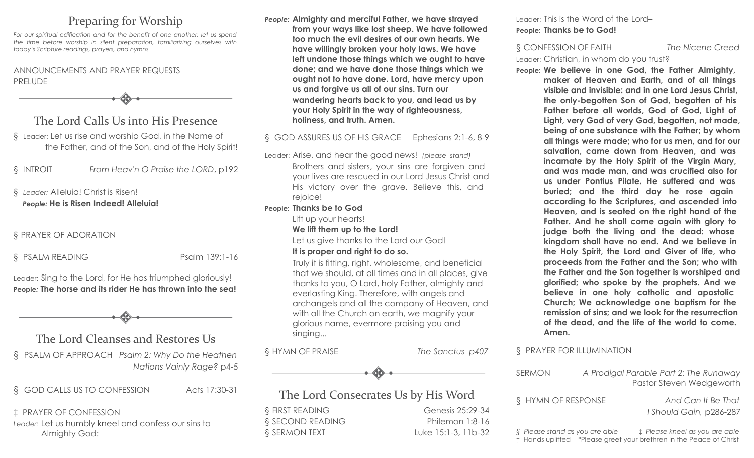## Preparing for Worship

*For our spiritual edification and for the benefit of one another, let us spend the time before worship in silent preparation, familiarizing ourselves with today's Scripture readings, prayers, and hymns.*

ANNOUNCEMENTS AND PRAYER REQUESTS
PRELUDE

## The Lord Calls Us into His Presence

§ Leader: Let us rise and worship God, in the Name of the Father, and of the Son, and of the Holy Spirit!

§ INTROIT — *From Heav'n O Praise the LORD*, p192

§ *Leader:* Alleluia! Christ is Risen!
*People:* **He is Risen Indeed! Alleluia!**

§ PRAYER OF ADORATION

§ PSALM READING — Psalm 139:1-16

Leader: Sing to the Lord, for He has triumphed gloriously!
**People: The horse and its rider He has thrown into the sea!**

## The Lord Cleanses and Restores Us

§ PSALM OF APPROACH — *Psalm 2: Why Do the Heathen Nations Vainly Rage?* p4-5

§ GOD CALLS US TO CONFESSION — Acts 17:30-31

‡ PRAYER OF CONFESSION

*Leader:* Let us humbly kneel and confess our sins to Almighty God:

*People:* **Almighty and merciful Father, we have strayed from your ways like lost sheep. We have followed too much the evil desires of our own hearts. We have willingly broken your holy laws. We have left undone those things which we ought to have done; and we have done those things which we ought not to have done. Lord, have mercy upon us and forgive us all of our sins. Turn our wandering hearts back to you, and lead us by your Holy Spirit in the way of righteousness, holiness, and truth. Amen.**

§ GOD ASSURES US OF HIS GRACE — Ephesians 2:1-6, 8-9

Leader: Arise, and hear the good news! *(please stand)*
Brothers and sisters, your sins are forgiven and your lives are rescued in our Lord Jesus Christ and His victory over the grave. Believe this, and rejoice!

**People: Thanks be to God**

Lift up your hearts!
**We lift them up to the Lord!**
Let us give thanks to the Lord our God!
**It is proper and right to do so.**
Truly it is fitting, right, wholesome, and beneficial that we should, at all times and in all places, give thanks to you, O Lord, holy Father, almighty and everlasting King. Therefore, with angels and archangels and all the company of Heaven, and with all the Church on earth, we magnify your glorious name, evermore praising you and singing...

§ HYMN OF PRAISE — *The Sanctus p407*

## The Lord Consecrates Us by His Word

§ FIRST READING — Genesis 25:29-34
§ SECOND READING — Philemon 1:8-16
§ SERMON TEXT — Luke 15:1-3, 11b-32

Leader: This is the Word of the Lord–
**People: Thanks be to God!**

§ CONFESSION OF FAITH — *The Nicene Creed*

Leader: Christian, in whom do you trust?

**People: We believe in one God, the Father Almighty, maker of Heaven and Earth, and of all things visible and invisible: and in one Lord Jesus Christ, the only-begotten Son of God, begotten of his Father before all worlds, God of God, Light of Light, very God of very God, begotten, not made, being of one substance with the Father; by whom all things were made; who for us men, and for our salvation, came down from Heaven, and was incarnate by the Holy Spirit of the Virgin Mary, and was made man, and was crucified also for us under Pontius Pilate. He suffered and was buried; and the third day he rose again according to the Scriptures, and ascended into Heaven, and is seated on the right hand of the Father. And he shall come again with glory to judge both the living and the dead: whose kingdom shall have no end. And we believe in the Holy Spirit, the Lord and Giver of life, who proceeds from the Father and the Son; who with the Father and the Son together is worshiped and glorified; who spoke by the prophets. And we believe in one holy catholic and apostolic Church; We acknowledge one baptism for the remission of sins; and we look for the resurrection of the dead, and the life of the world to come. Amen.**

§ PRAYER FOR ILLUMINATION

SERMON — *A Prodigal Parable Part 2: The Runaway*
Pastor Steven Wedgeworth

§ HYMN OF RESPONSE — *And Can It Be That I Should Gain,* p286-287

*§ Please stand as you are able* ‡ *Please kneel as you are able*
† Hands uplifted \*Please greet your brethren in the Peace of Christ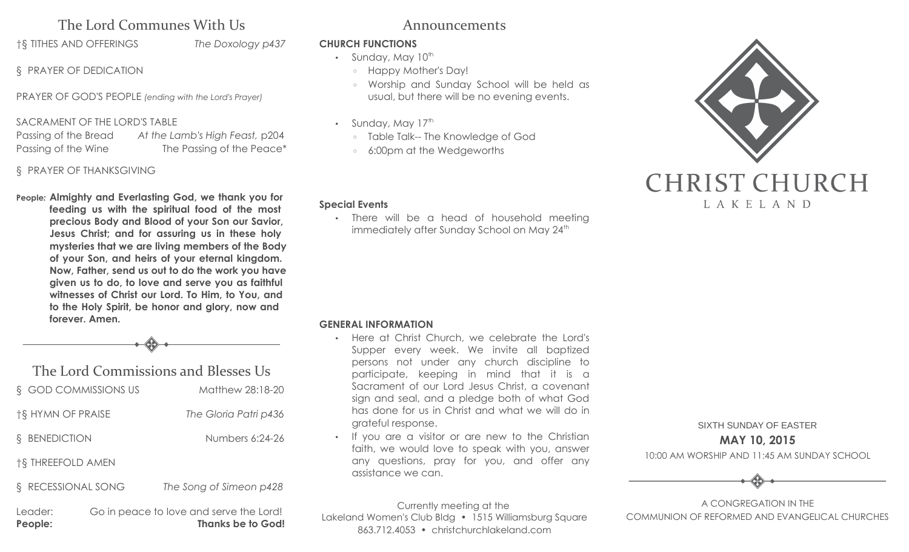## The Lord Communes With Us

†§ TITHES AND OFFERINGS — *The Doxology p437*

§ PRAYER OF DEDICATION

PRAYER OF GOD'S PEOPLE *(ending with the Lord's Prayer)*

SACRAMENT OF THE LORD'S TABLE
Passing of the Bread — *At the Lamb's High Feast,* p204
Passing of the Wine — The Passing of the Peace*

§ PRAYER OF THANKSGIVING

**People: Almighty and Everlasting God, we thank you for feeding us with the spiritual food of the most precious Body and Blood of your Son our Savior, Jesus Christ; and for assuring us in these holy mysteries that we are living members of the Body of your Son, and heirs of your eternal kingdom. Now, Father, send us out to do the work you have given us to do, to love and serve you as faithful witnesses of Christ our Lord. To Him, to You, and to the Holy Spirit, be honor and glory, now and forever. Amen.**

## The Lord Commissions and Blesses Us

§ GOD COMMISSIONS US — Matthew 28:18-20

†§ HYMN OF PRAISE — *The Gloria Patri p436*

§ BENEDICTION — Numbers 6:24-26

†§ THREEFOLD AMEN

§ RECESSIONAL SONG — *The Song of Simeon p428*

Leader: Go in peace to love and serve the Lord!
**People: Thanks be to God!**

## Announcements

**CHURCH FUNCTIONS**

- Sunday, May 10th
  - Happy Mother's Day!
  - Worship and Sunday School will be held as usual, but there will be no evening events.
- Sunday, May 17th
  - Table Talk-- The Knowledge of God
  - 6:00pm at the Wedgeworths

**Special Events**

- There will be a head of household meeting immediately after Sunday School on May 24th

**GENERAL INFORMATION**

- Here at Christ Church, we celebrate the Lord's Supper every week. We invite all baptized persons not under any church discipline to participate, keeping in mind that it is a Sacrament of our Lord Jesus Christ, a covenant sign and seal, and a pledge both of what God has done for us in Christ and what we will do in grateful response.
- If you are a visitor or are new to the Christian faith, we would love to speak with you, answer any questions, pray for you, and offer any assistance we can.

Currently meeting at the
Lakeland Women's Club Bldg • 1515 Williamsburg Square
863.712.4053 • christchurchlakeland.com

# CHRIST CHURCH
LAKELAND

SIXTH SUNDAY OF EASTER

**MAY 10, 2015**

10:00 AM WORSHIP AND 11:45 AM SUNDAY SCHOOL

A CONGREGATION IN THE
COMMUNION OF REFORMED AND EVANGELICAL CHURCHES